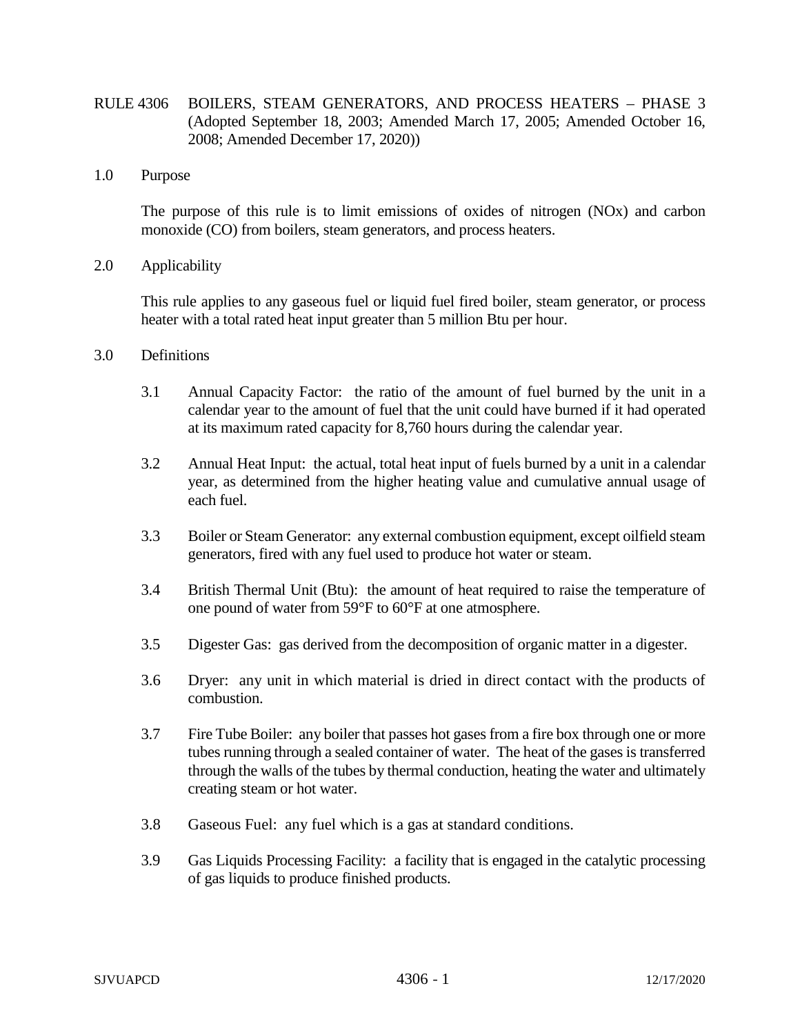# RULE 4306 BOILERS, STEAM GENERATORS, AND PROCESS HEATERS – PHASE 3 (Adopted September 18, 2003; Amended March 17, 2005; Amended October 16, 2008; Amended December 17, 2020))

## 1.0 Purpose

The purpose of this rule is to limit emissions of oxides of nitrogen (NOx) and carbon monoxide (CO) from boilers, steam generators, and process heaters.

## 2.0 Applicability

This rule applies to any gaseous fuel or liquid fuel fired boiler, steam generator, or process heater with a total rated heat input greater than 5 million Btu per hour.

## 3.0 Definitions

3.1 Annual Capacity Factor: the ratio of the amount of fuel burned by the unit in a calendar year to the amount of fuel that the unit could have burned if it had operated at its maximum rated capacity for 8,760 hours during the calendar year.

3.2 Annual Heat Input: the actual, total heat input of fuels burned by a unit in a calendar year, as determined from the higher heating value and cumulative annual usage of each fuel.

3.3 Boiler or Steam Generator: any external combustion equipment, except oilfield steam generators, fired with any fuel used to produce hot water or steam.

3.4 British Thermal Unit (Btu): the amount of heat required to raise the temperature of one pound of water from 59°F to 60°F at one atmosphere.

3.5 Digester Gas: gas derived from the decomposition of organic matter in a digester.

3.6 Dryer: any unit in which material is dried in direct contact with the products of combustion.

3.7 Fire Tube Boiler: any boiler that passes hot gases from a fire box through one or more tubes running through a sealed container of water. The heat of the gases is transferred through the walls of the tubes by thermal conduction, heating the water and ultimately creating steam or hot water.

3.8 Gaseous Fuel: any fuel which is a gas at standard conditions.

3.9 Gas Liquids Processing Facility: a facility that is engaged in the catalytic processing of gas liquids to produce finished products.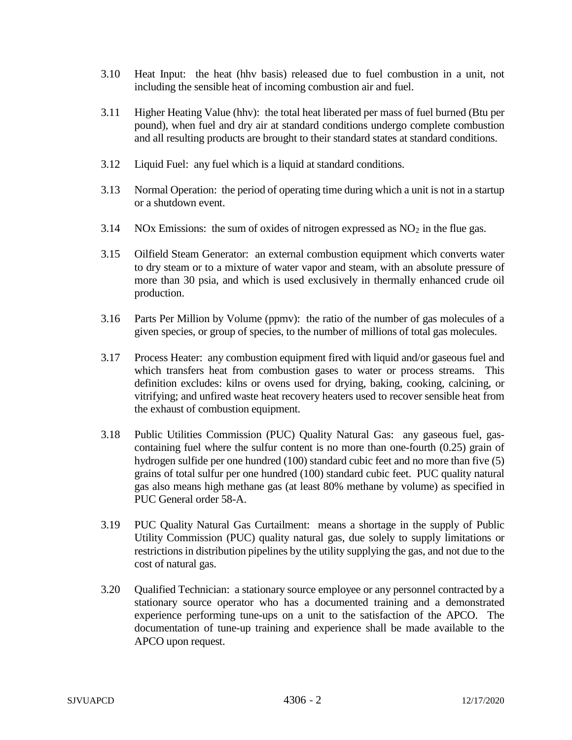3.10 Heat Input: the heat (hhv basis) released due to fuel combustion in a unit, not including the sensible heat of incoming combustion air and fuel.

3.11 Higher Heating Value (hhv): the total heat liberated per mass of fuel burned (Btu per pound), when fuel and dry air at standard conditions undergo complete combustion and all resulting products are brought to their standard states at standard conditions.

3.12 Liquid Fuel: any fuel which is a liquid at standard conditions.

3.13 Normal Operation: the period of operating time during which a unit is not in a startup or a shutdown event.

3.14 NOx Emissions: the sum of oxides of nitrogen expressed as $NO_2$ in the flue gas.

3.15 Oilfield Steam Generator: an external combustion equipment which converts water to dry steam or to a mixture of water vapor and steam, with an absolute pressure of more than 30 psia, and which is used exclusively in thermally enhanced crude oil production.

3.16 Parts Per Million by Volume (ppmv): the ratio of the number of gas molecules of a given species, or group of species, to the number of millions of total gas molecules.

3.17 Process Heater: any combustion equipment fired with liquid and/or gaseous fuel and which transfers heat from combustion gases to water or process streams. This definition excludes: kilns or ovens used for drying, baking, cooking, calcining, or vitrifying; and unfired waste heat recovery heaters used to recover sensible heat from the exhaust of combustion equipment.

3.18 Public Utilities Commission (PUC) Quality Natural Gas: any gaseous fuel, gas-containing fuel where the sulfur content is no more than one-fourth (0.25) grain of hydrogen sulfide per one hundred (100) standard cubic feet and no more than five (5) grains of total sulfur per one hundred (100) standard cubic feet. PUC quality natural gas also means high methane gas (at least 80% methane by volume) as specified in PUC General order 58-A.

3.19 PUC Quality Natural Gas Curtailment: means a shortage in the supply of Public Utility Commission (PUC) quality natural gas, due solely to supply limitations or restrictions in distribution pipelines by the utility supplying the gas, and not due to the cost of natural gas.

3.20 Qualified Technician: a stationary source employee or any personnel contracted by a stationary source operator who has a documented training and a demonstrated experience performing tune-ups on a unit to the satisfaction of the APCO. The documentation of tune-up training and experience shall be made available to the APCO upon request.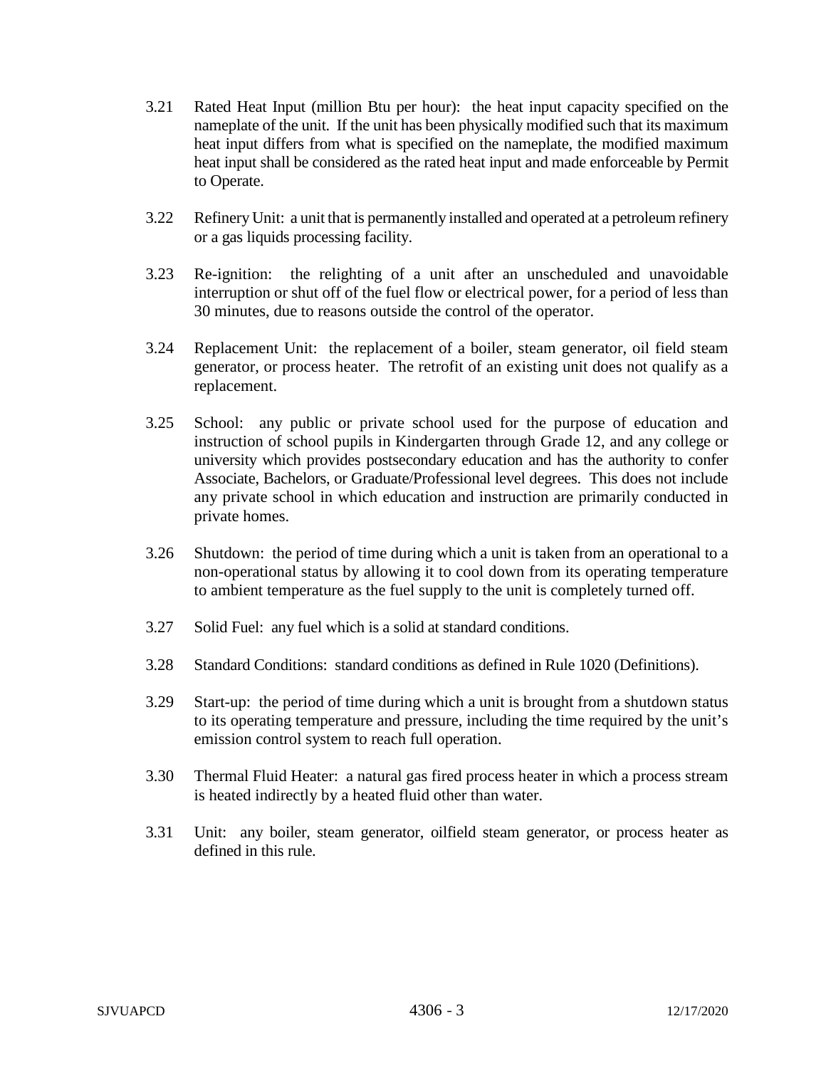3.21 Rated Heat Input (million Btu per hour): the heat input capacity specified on the nameplate of the unit. If the unit has been physically modified such that its maximum heat input differs from what is specified on the nameplate, the modified maximum heat input shall be considered as the rated heat input and made enforceable by Permit to Operate.

3.22 Refinery Unit: a unit that is permanently installed and operated at a petroleum refinery or a gas liquids processing facility.

3.23 Re-ignition: the relighting of a unit after an unscheduled and unavoidable interruption or shut off of the fuel flow or electrical power, for a period of less than 30 minutes, due to reasons outside the control of the operator.

3.24 Replacement Unit: the replacement of a boiler, steam generator, oil field steam generator, or process heater. The retrofit of an existing unit does not qualify as a replacement.

3.25 School: any public or private school used for the purpose of education and instruction of school pupils in Kindergarten through Grade 12, and any college or university which provides postsecondary education and has the authority to confer Associate, Bachelors, or Graduate/Professional level degrees. This does not include any private school in which education and instruction are primarily conducted in private homes.

3.26 Shutdown: the period of time during which a unit is taken from an operational to a non-operational status by allowing it to cool down from its operating temperature to ambient temperature as the fuel supply to the unit is completely turned off.

3.27 Solid Fuel: any fuel which is a solid at standard conditions.

3.28 Standard Conditions: standard conditions as defined in Rule 1020 (Definitions).

3.29 Start-up: the period of time during which a unit is brought from a shutdown status to its operating temperature and pressure, including the time required by the unit's emission control system to reach full operation.

3.30 Thermal Fluid Heater: a natural gas fired process heater in which a process stream is heated indirectly by a heated fluid other than water.

3.31 Unit: any boiler, steam generator, oilfield steam generator, or process heater as defined in this rule.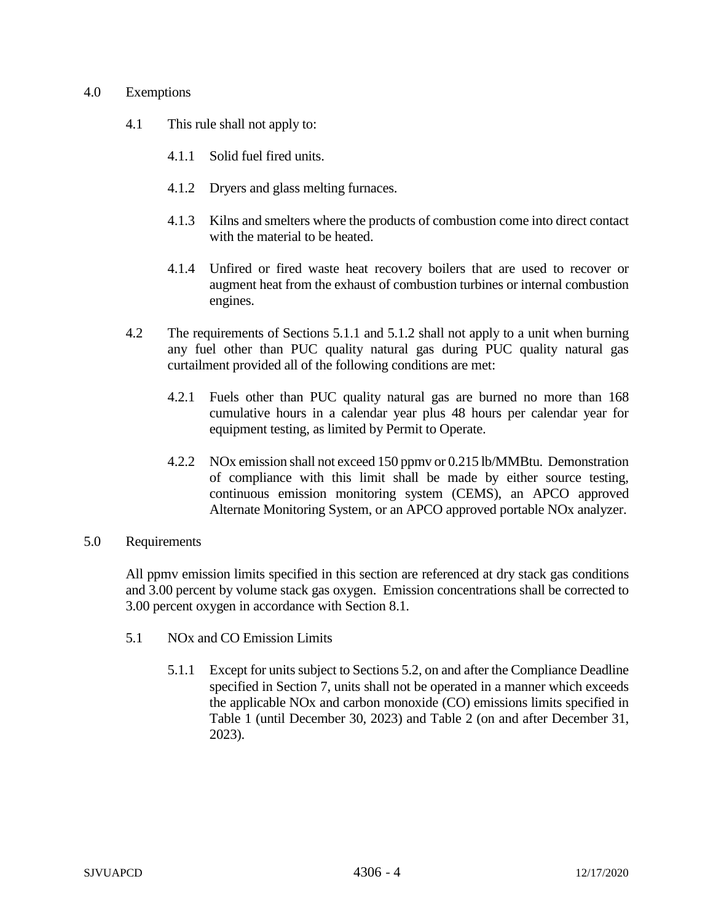## 4.0 Exemptions

4.1 This rule shall not apply to:

4.1.1 Solid fuel fired units.

4.1.2 Dryers and glass melting furnaces.

4.1.3 Kilns and smelters where the products of combustion come into direct contact with the material to be heated.

4.1.4 Unfired or fired waste heat recovery boilers that are used to recover or augment heat from the exhaust of combustion turbines or internal combustion engines.

4.2 The requirements of Sections 5.1.1 and 5.1.2 shall not apply to a unit when burning any fuel other than PUC quality natural gas during PUC quality natural gas curtailment provided all of the following conditions are met:

4.2.1 Fuels other than PUC quality natural gas are burned no more than 168 cumulative hours in a calendar year plus 48 hours per calendar year for equipment testing, as limited by Permit to Operate.

4.2.2 NOx emission shall not exceed 150 ppmv or 0.215 lb/MMBtu. Demonstration of compliance with this limit shall be made by either source testing, continuous emission monitoring system (CEMS), an APCO approved Alternate Monitoring System, or an APCO approved portable NOx analyzer.

## 5.0 Requirements

All ppmv emission limits specified in this section are referenced at dry stack gas conditions and 3.00 percent by volume stack gas oxygen. Emission concentrations shall be corrected to 3.00 percent oxygen in accordance with Section 8.1.

5.1 NOx and CO Emission Limits

5.1.1 Except for units subject to Sections 5.2, on and after the Compliance Deadline specified in Section 7, units shall not be operated in a manner which exceeds the applicable NOx and carbon monoxide (CO) emissions limits specified in Table 1 (until December 30, 2023) and Table 2 (on and after December 31, 2023).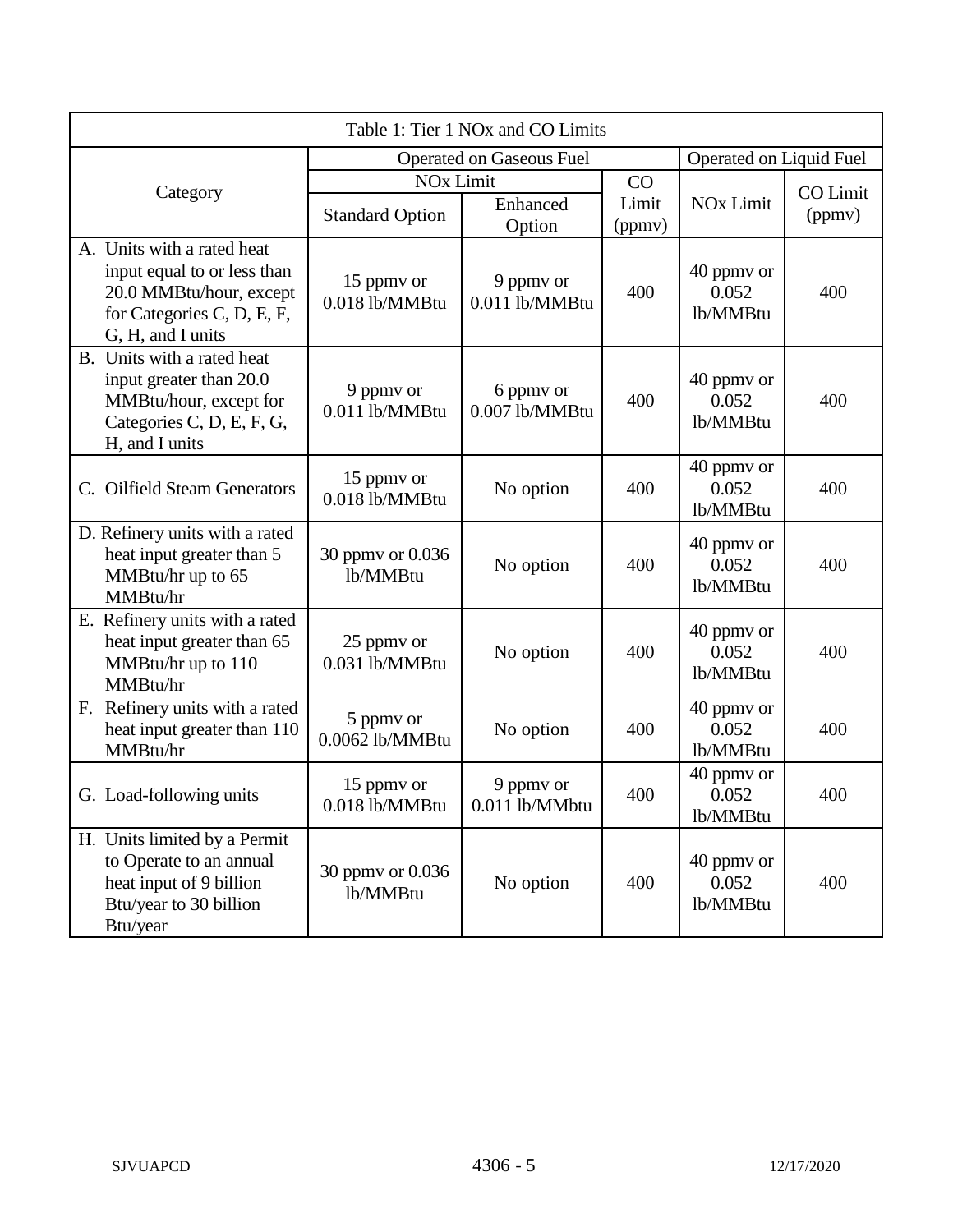| Table 1: Tier 1 NOx and CO Limits | | | | | |
|---|---|---|---|---|---|
| Category | Operated on Gaseous Fuel | | | Operated on Liquid Fuel | |
| | NOx Limit | | CO Limit (ppmv) | NOx Limit | CO Limit (ppmv) |
| | Standard Option | Enhanced Option | | | |
| A. Units with a rated heat input equal to or less than 20.0 MMBtu/hour, except for Categories C, D, E, F, G, H, and I units | 15 ppmv or 0.018 lb/MMBtu | 9 ppmv or 0.011 lb/MMBtu | 400 | 40 ppmv or 0.052 lb/MMBtu | 400 |
| B. Units with a rated heat input greater than 20.0 MMBtu/hour, except for Categories C, D, E, F, G, H, and I units | 9 ppmv or 0.011 lb/MMBtu | 6 ppmv or 0.007 lb/MMBtu | 400 | 40 ppmv or 0.052 lb/MMBtu | 400 |
| C. Oilfield Steam Generators | 15 ppmv or 0.018 lb/MMBtu | No option | 400 | 40 ppmv or 0.052 lb/MMBtu | 400 |
| D. Refinery units with a rated heat input greater than 5 MMBtu/hr up to 65 MMBtu/hr | 30 ppmv or 0.036 lb/MMBtu | No option | 400 | 40 ppmv or 0.052 lb/MMBtu | 400 |
| E. Refinery units with a rated heat input greater than 65 MMBtu/hr up to 110 MMBtu/hr | 25 ppmv or 0.031 lb/MMBtu | No option | 400 | 40 ppmv or 0.052 lb/MMBtu | 400 |
| F. Refinery units with a rated heat input greater than 110 MMBtu/hr | 5 ppmv or 0.0062 lb/MMBtu | No option | 400 | 40 ppmv or 0.052 lb/MMBtu | 400 |
| G. Load-following units | 15 ppmv or 0.018 lb/MMBtu | 9 ppmv or 0.011 lb/MMbtu | 400 | 40 ppmv or 0.052 lb/MMBtu | 400 |
| H. Units limited by a Permit to Operate to an annual heat input of 9 billion Btu/year to 30 billion Btu/year | 30 ppmv or 0.036 lb/MMBtu | No option | 400 | 40 ppmv or 0.052 lb/MMBtu | 400 |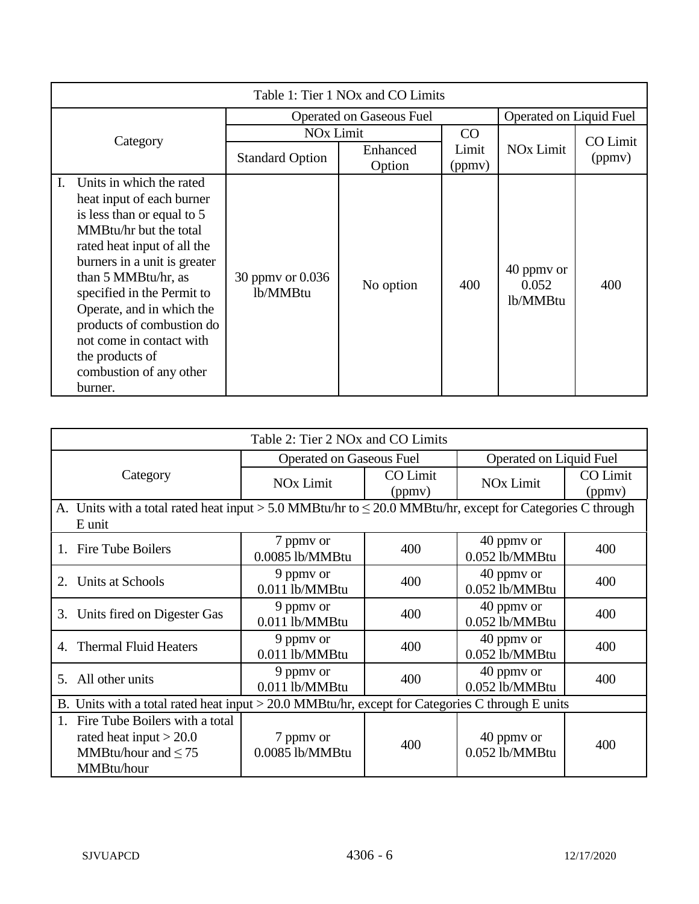| Table 1: Tier 1 NOx and CO Limits | | | | | |
|---|---|---|---|---|---|
| Category | Operated on Gaseous Fuel | | | Operated on Liquid Fuel | |
| | NOx Limit | | CO Limit (ppmv) | NOx Limit | CO Limit (ppmv) |
| | Standard Option | Enhanced Option | | | |
| I. Units in which the rated heat input of each burner is less than or equal to 5 MMBtu/hr but the total rated heat input of all the burners in a unit is greater than 5 MMBtu/hr, as specified in the Permit to Operate, and in which the products of combustion do not come in contact with the products of combustion of any other burner. | 30 ppmv or 0.036 lb/MMBtu | No option | 400 | 40 ppmv or 0.052 lb/MMBtu | 400 |

| Table 2: Tier 2 NOx and CO Limits | | | | |
|---|---|---|---|---|
| Category | Operated on Gaseous Fuel | | Operated on Liquid Fuel | |
| | NOx Limit | CO Limit (ppmv) | NOx Limit | CO Limit (ppmv) |
| A. Units with a total rated heat input > 5.0 MMBtu/hr to ≤ 20.0 MMBtu/hr, except for Categories C through E unit | | | | |
| 1. Fire Tube Boilers | 7 ppmv or 0.0085 lb/MMBtu | 400 | 40 ppmv or 0.052 lb/MMBtu | 400 |
| 2. Units at Schools | 9 ppmv or 0.011 lb/MMBtu | 400 | 40 ppmv or 0.052 lb/MMBtu | 400 |
| 3. Units fired on Digester Gas | 9 ppmv or 0.011 lb/MMBtu | 400 | 40 ppmv or 0.052 lb/MMBtu | 400 |
| 4. Thermal Fluid Heaters | 9 ppmv or 0.011 lb/MMBtu | 400 | 40 ppmv or 0.052 lb/MMBtu | 400 |
| 5. All other units | 9 ppmv or 0.011 lb/MMBtu | 400 | 40 ppmv or 0.052 lb/MMBtu | 400 |
| B. Units with a total rated heat input > 20.0 MMBtu/hr, except for Categories C through E units | | | | |
| 1. Fire Tube Boilers with a total rated heat input > 20.0 MMBtu/hour and ≤ 75 MMBtu/hour | 7 ppmv or 0.0085 lb/MMBtu | 400 | 40 ppmv or 0.052 lb/MMBtu | 400 |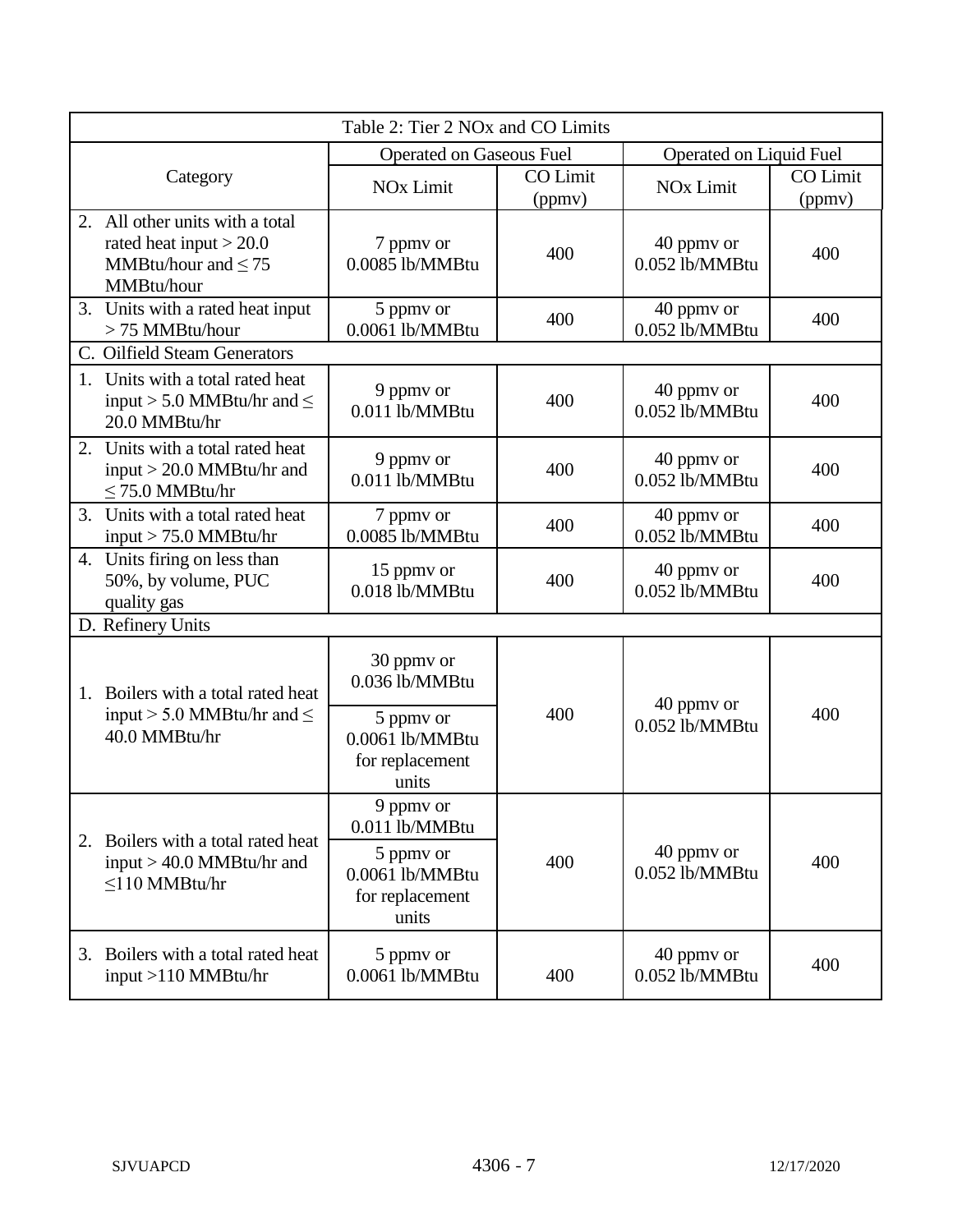| Table 2: Tier 2 NOx and CO Limits | | | | |
|---|---|---|---|---|
| Category | Operated on Gaseous Fuel | | Operated on Liquid Fuel | |
| | NOx Limit | CO Limit (ppmv) | NOx Limit | CO Limit (ppmv) |
| 2. All other units with a total rated heat input > 20.0 MMBtu/hour and ≤ 75 MMBtu/hour | 7 ppmv or 0.0085 lb/MMBtu | 400 | 40 ppmv or 0.052 lb/MMBtu | 400 |
| 3. Units with a rated heat input > 75 MMBtu/hour | 5 ppmv or 0.0061 lb/MMBtu | 400 | 40 ppmv or 0.052 lb/MMBtu | 400 |
| C. Oilfield Steam Generators | | | | |
| 1. Units with a total rated heat input > 5.0 MMBtu/hr and ≤ 20.0 MMBtu/hr | 9 ppmv or 0.011 lb/MMBtu | 400 | 40 ppmv or 0.052 lb/MMBtu | 400 |
| 2. Units with a total rated heat input > 20.0 MMBtu/hr and ≤ 75.0 MMBtu/hr | 9 ppmv or 0.011 lb/MMBtu | 400 | 40 ppmv or 0.052 lb/MMBtu | 400 |
| 3. Units with a total rated heat input > 75.0 MMBtu/hr | 7 ppmv or 0.0085 lb/MMBtu | 400 | 40 ppmv or 0.052 lb/MMBtu | 400 |
| 4. Units firing on less than 50%, by volume, PUC quality gas | 15 ppmv or 0.018 lb/MMBtu | 400 | 40 ppmv or 0.052 lb/MMBtu | 400 |
| D. Refinery Units | | | | |
| 1. Boilers with a total rated heat input > 5.0 MMBtu/hr and ≤ 40.0 MMBtu/hr | 30 ppmv or 0.036 lb/MMBtu<br>5 ppmv or 0.0061 lb/MMBtu for replacement units | 400 | 40 ppmv or 0.052 lb/MMBtu | 400 |
| 2. Boilers with a total rated heat input > 40.0 MMBtu/hr and ≤110 MMBtu/hr | 9 ppmv or 0.011 lb/MMBtu<br>5 ppmv or 0.0061 lb/MMBtu for replacement units | 400 | 40 ppmv or 0.052 lb/MMBtu | 400 |
| 3. Boilers with a total rated heat input >110 MMBtu/hr | 5 ppmv or 0.0061 lb/MMBtu | 400 | 40 ppmv or 0.052 lb/MMBtu | 400 |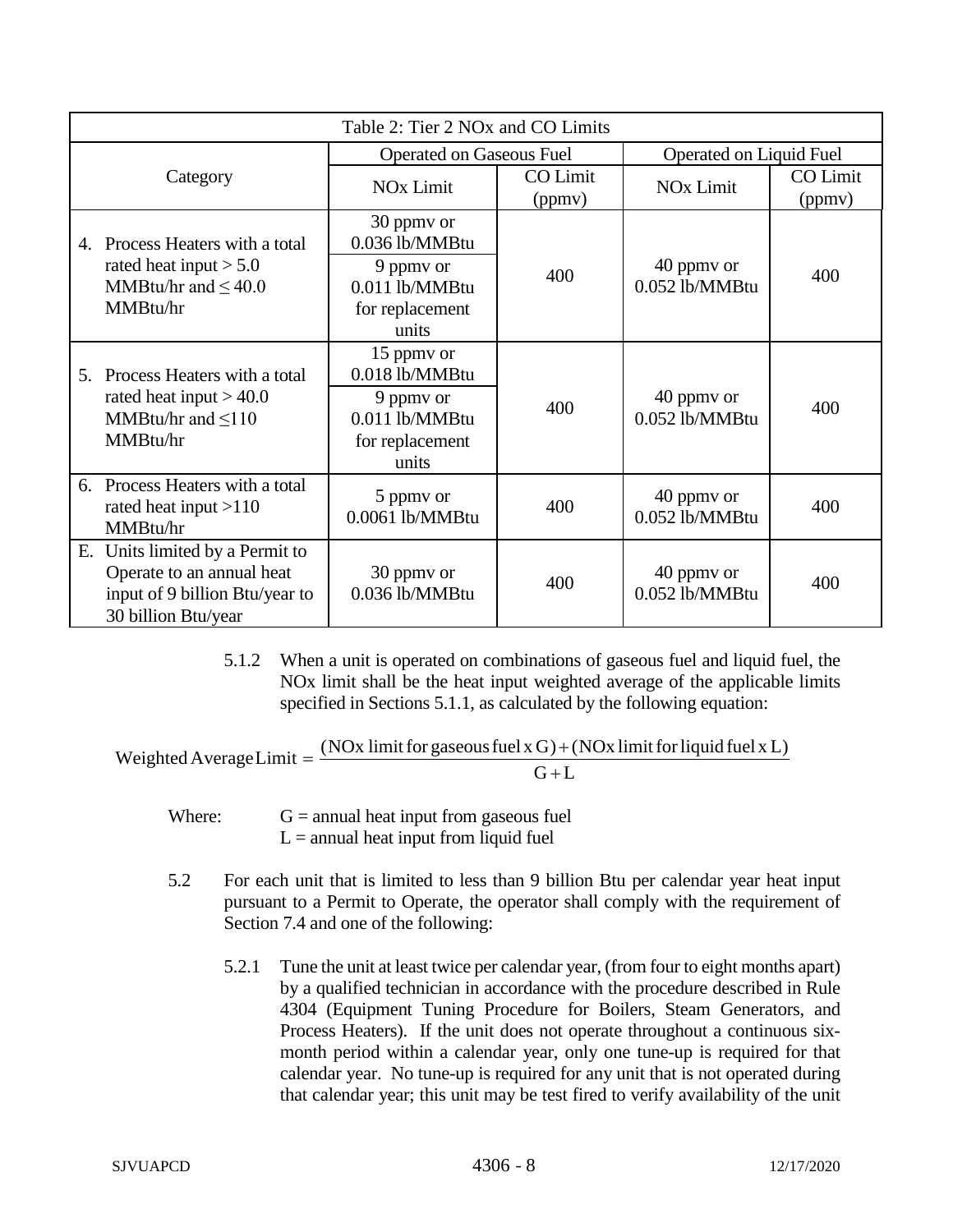| Table 2: Tier 2 NOx and CO Limits | | | | |
|---|---|---|---|---|
| Category | Operated on Gaseous Fuel | | Operated on Liquid Fuel | |
| | NOx Limit | CO Limit (ppmv) | NOx Limit | CO Limit (ppmv) |
| 4. Process Heaters with a total rated heat input > 5.0 MMBtu/hr and ≤ 40.0 MMBtu/hr | 30 ppmv or 0.036 lb/MMBtu<br>9 ppmv or 0.011 lb/MMBtu for replacement units | 400 | 40 ppmv or 0.052 lb/MMBtu | 400 |
| 5. Process Heaters with a total rated heat input > 40.0 MMBtu/hr and ≤110 MMBtu/hr | 15 ppmv or 0.018 lb/MMBtu<br>9 ppmv or 0.011 lb/MMBtu for replacement units | 400 | 40 ppmv or 0.052 lb/MMBtu | 400 |
| 6. Process Heaters with a total rated heat input >110 MMBtu/hr | 5 ppmv or 0.0061 lb/MMBtu | 400 | 40 ppmv or 0.052 lb/MMBtu | 400 |
| E. Units limited by a Permit to Operate to an annual heat input of 9 billion Btu/year to 30 billion Btu/year | 30 ppmv or 0.036 lb/MMBtu | 400 | 40 ppmv or 0.052 lb/MMBtu | 400 |

5.1.2 When a unit is operated on combinations of gaseous fuel and liquid fuel, the NOx limit shall be the heat input weighted average of the applicable limits specified in Sections 5.1.1, as calculated by the following equation:

$$\text{Weighted Average Limit} = \frac{(\text{NOx limit for gaseous fuel x G}) + (\text{NOx limit for liquid fuel x L})}{\text{G} + \text{L}}$$

Where: G = annual heat input from gaseous fuel
L = annual heat input from liquid fuel

5.2 For each unit that is limited to less than 9 billion Btu per calendar year heat input pursuant to a Permit to Operate, the operator shall comply with the requirement of Section 7.4 and one of the following:

5.2.1 Tune the unit at least twice per calendar year, (from four to eight months apart) by a qualified technician in accordance with the procedure described in Rule 4304 (Equipment Tuning Procedure for Boilers, Steam Generators, and Process Heaters). If the unit does not operate throughout a continuous six-month period within a calendar year, only one tune-up is required for that calendar year. No tune-up is required for any unit that is not operated during that calendar year; this unit may be test fired to verify availability of the unit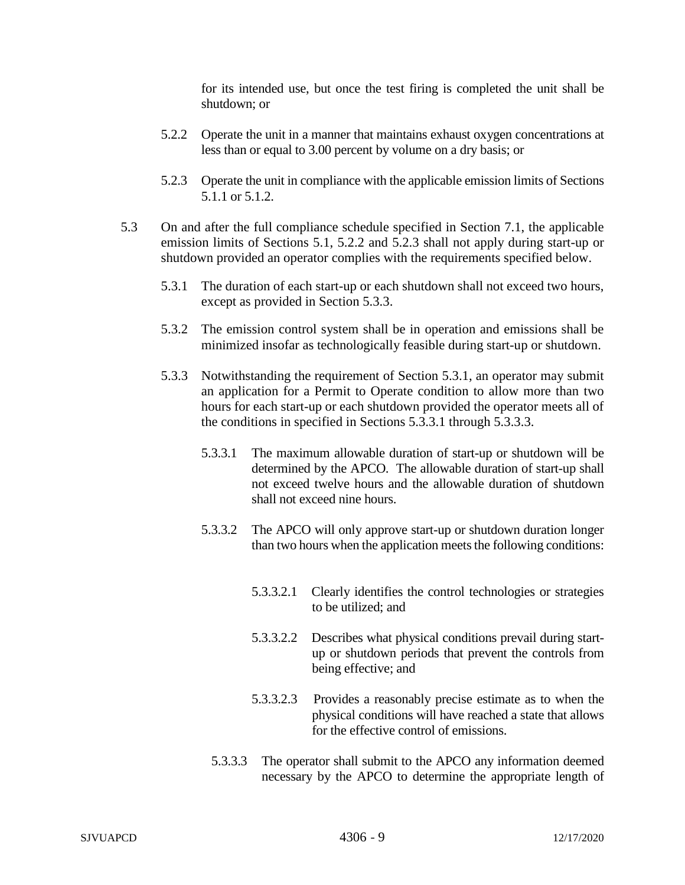for its intended use, but once the test firing is completed the unit shall be shutdown; or

5.2.2 Operate the unit in a manner that maintains exhaust oxygen concentrations at less than or equal to 3.00 percent by volume on a dry basis; or

5.2.3 Operate the unit in compliance with the applicable emission limits of Sections 5.1.1 or 5.1.2.

5.3 On and after the full compliance schedule specified in Section 7.1, the applicable emission limits of Sections 5.1, 5.2.2 and 5.2.3 shall not apply during start-up or shutdown provided an operator complies with the requirements specified below.

5.3.1 The duration of each start-up or each shutdown shall not exceed two hours, except as provided in Section 5.3.3.

5.3.2 The emission control system shall be in operation and emissions shall be minimized insofar as technologically feasible during start-up or shutdown.

5.3.3 Notwithstanding the requirement of Section 5.3.1, an operator may submit an application for a Permit to Operate condition to allow more than two hours for each start-up or each shutdown provided the operator meets all of the conditions in specified in Sections 5.3.3.1 through 5.3.3.3.

5.3.3.1 The maximum allowable duration of start-up or shutdown will be determined by the APCO. The allowable duration of start-up shall not exceed twelve hours and the allowable duration of shutdown shall not exceed nine hours.

5.3.3.2 The APCO will only approve start-up or shutdown duration longer than two hours when the application meets the following conditions:

5.3.3.2.1 Clearly identifies the control technologies or strategies to be utilized; and

5.3.3.2.2 Describes what physical conditions prevail during start-up or shutdown periods that prevent the controls from being effective; and

5.3.3.2.3 Provides a reasonably precise estimate as to when the physical conditions will have reached a state that allows for the effective control of emissions.

5.3.3.3 The operator shall submit to the APCO any information deemed necessary by the APCO to determine the appropriate length of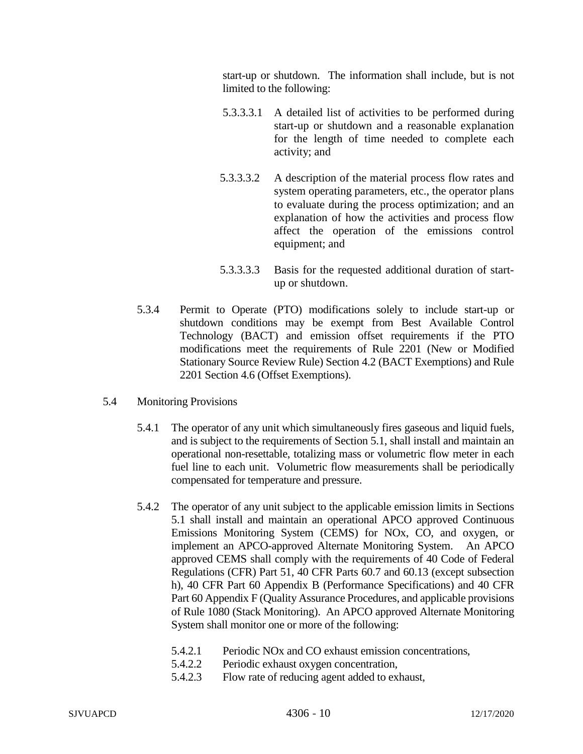start-up or shutdown. The information shall include, but is not limited to the following:

5.3.3.3.1 A detailed list of activities to be performed during start-up or shutdown and a reasonable explanation for the length of time needed to complete each activity; and

5.3.3.3.2 A description of the material process flow rates and system operating parameters, etc., the operator plans to evaluate during the process optimization; and an explanation of how the activities and process flow affect the operation of the emissions control equipment; and

5.3.3.3.3 Basis for the requested additional duration of start-up or shutdown.

5.3.4 Permit to Operate (PTO) modifications solely to include start-up or shutdown conditions may be exempt from Best Available Control Technology (BACT) and emission offset requirements if the PTO modifications meet the requirements of Rule 2201 (New or Modified Stationary Source Review Rule) Section 4.2 (BACT Exemptions) and Rule 2201 Section 4.6 (Offset Exemptions).

5.4 Monitoring Provisions

5.4.1 The operator of any unit which simultaneously fires gaseous and liquid fuels, and is subject to the requirements of Section 5.1, shall install and maintain an operational non-resettable, totalizing mass or volumetric flow meter in each fuel line to each unit. Volumetric flow measurements shall be periodically compensated for temperature and pressure.

5.4.2 The operator of any unit subject to the applicable emission limits in Sections 5.1 shall install and maintain an operational APCO approved Continuous Emissions Monitoring System (CEMS) for NOx, CO, and oxygen, or implement an APCO-approved Alternate Monitoring System. An APCO approved CEMS shall comply with the requirements of 40 Code of Federal Regulations (CFR) Part 51, 40 CFR Parts 60.7 and 60.13 (except subsection h), 40 CFR Part 60 Appendix B (Performance Specifications) and 40 CFR Part 60 Appendix F (Quality Assurance Procedures, and applicable provisions of Rule 1080 (Stack Monitoring). An APCO approved Alternate Monitoring System shall monitor one or more of the following:

5.4.2.1 Periodic NOx and CO exhaust emission concentrations,

5.4.2.2 Periodic exhaust oxygen concentration,

5.4.2.3 Flow rate of reducing agent added to exhaust,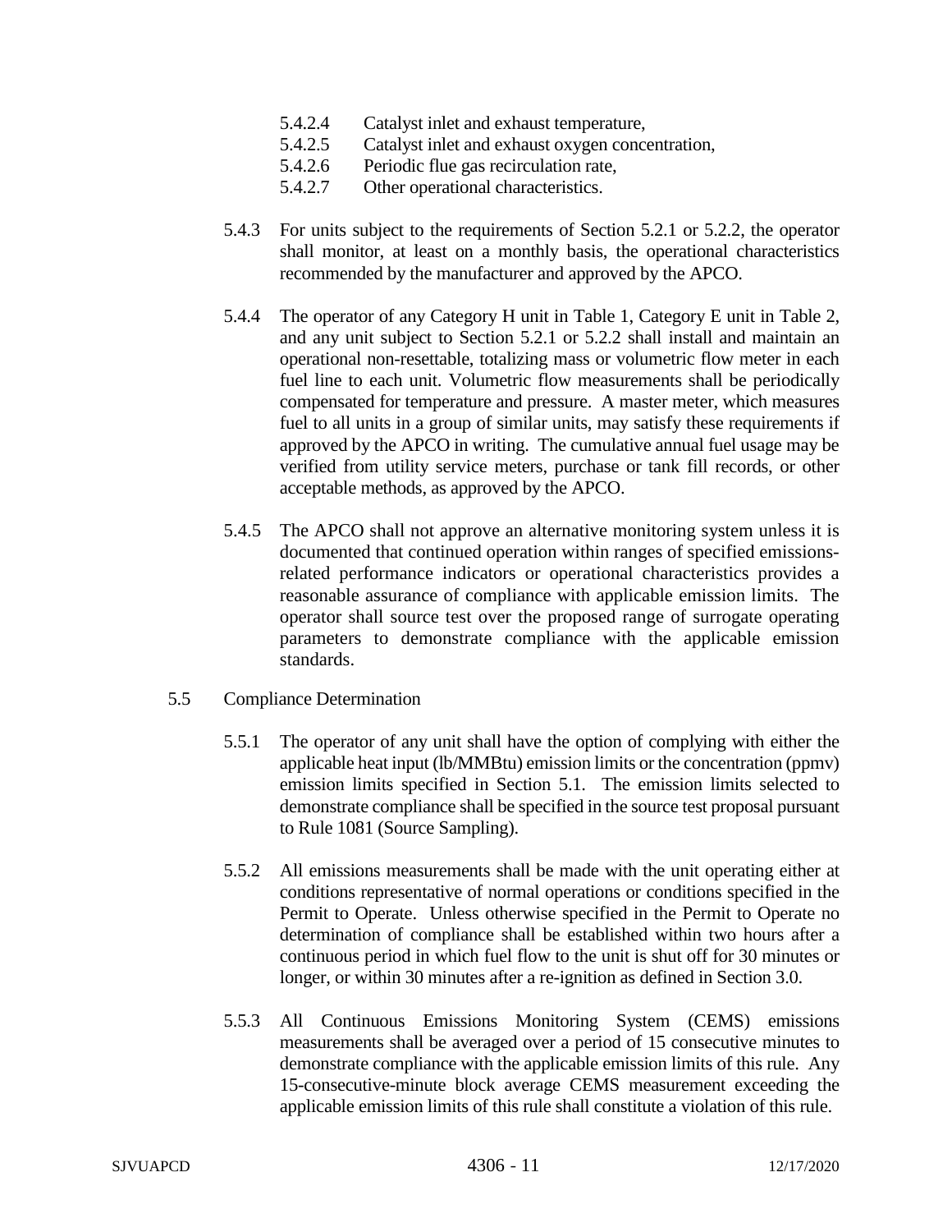5.4.2.4 Catalyst inlet and exhaust temperature,

5.4.2.5 Catalyst inlet and exhaust oxygen concentration,

5.4.2.6 Periodic flue gas recirculation rate,

5.4.2.7 Other operational characteristics.

5.4.3 For units subject to the requirements of Section 5.2.1 or 5.2.2, the operator shall monitor, at least on a monthly basis, the operational characteristics recommended by the manufacturer and approved by the APCO.

5.4.4 The operator of any Category H unit in Table 1, Category E unit in Table 2, and any unit subject to Section 5.2.1 or 5.2.2 shall install and maintain an operational non-resettable, totalizing mass or volumetric flow meter in each fuel line to each unit. Volumetric flow measurements shall be periodically compensated for temperature and pressure. A master meter, which measures fuel to all units in a group of similar units, may satisfy these requirements if approved by the APCO in writing. The cumulative annual fuel usage may be verified from utility service meters, purchase or tank fill records, or other acceptable methods, as approved by the APCO.

5.4.5 The APCO shall not approve an alternative monitoring system unless it is documented that continued operation within ranges of specified emissions-related performance indicators or operational characteristics provides a reasonable assurance of compliance with applicable emission limits. The operator shall source test over the proposed range of surrogate operating parameters to demonstrate compliance with the applicable emission standards.

5.5 Compliance Determination

5.5.1 The operator of any unit shall have the option of complying with either the applicable heat input (lb/MMBtu) emission limits or the concentration (ppmv) emission limits specified in Section 5.1. The emission limits selected to demonstrate compliance shall be specified in the source test proposal pursuant to Rule 1081 (Source Sampling).

5.5.2 All emissions measurements shall be made with the unit operating either at conditions representative of normal operations or conditions specified in the Permit to Operate. Unless otherwise specified in the Permit to Operate no determination of compliance shall be established within two hours after a continuous period in which fuel flow to the unit is shut off for 30 minutes or longer, or within 30 minutes after a re-ignition as defined in Section 3.0.

5.5.3 All Continuous Emissions Monitoring System (CEMS) emissions measurements shall be averaged over a period of 15 consecutive minutes to demonstrate compliance with the applicable emission limits of this rule. Any 15-consecutive-minute block average CEMS measurement exceeding the applicable emission limits of this rule shall constitute a violation of this rule.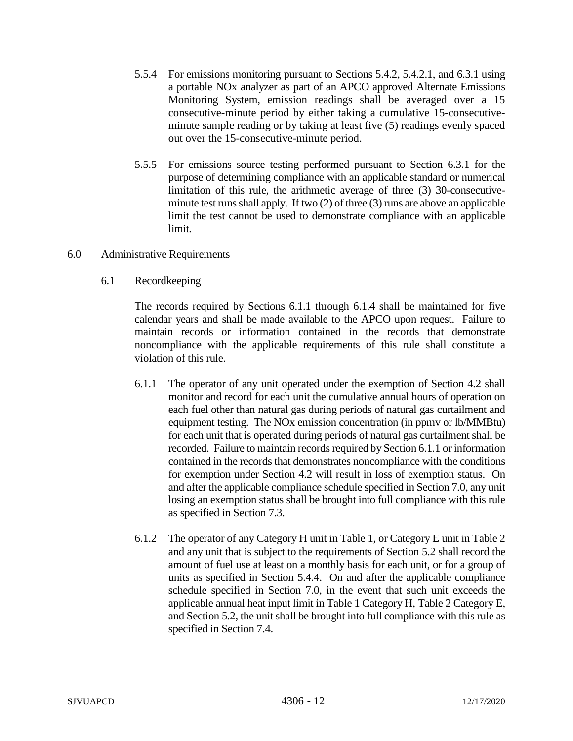5.5.4 For emissions monitoring pursuant to Sections 5.4.2, 5.4.2.1, and 6.3.1 using a portable NOx analyzer as part of an APCO approved Alternate Emissions Monitoring System, emission readings shall be averaged over a 15 consecutive-minute period by either taking a cumulative 15-consecutive-minute sample reading or by taking at least five (5) readings evenly spaced out over the 15-consecutive-minute period.

5.5.5 For emissions source testing performed pursuant to Section 6.3.1 for the purpose of determining compliance with an applicable standard or numerical limitation of this rule, the arithmetic average of three (3) 30-consecutive-minute test runs shall apply. If two (2) of three (3) runs are above an applicable limit the test cannot be used to demonstrate compliance with an applicable limit.

## 6.0 Administrative Requirements

### 6.1 Recordkeeping

The records required by Sections 6.1.1 through 6.1.4 shall be maintained for five calendar years and shall be made available to the APCO upon request. Failure to maintain records or information contained in the records that demonstrate noncompliance with the applicable requirements of this rule shall constitute a violation of this rule.

6.1.1 The operator of any unit operated under the exemption of Section 4.2 shall monitor and record for each unit the cumulative annual hours of operation on each fuel other than natural gas during periods of natural gas curtailment and equipment testing. The NOx emission concentration (in ppmv or lb/MMBtu) for each unit that is operated during periods of natural gas curtailment shall be recorded. Failure to maintain records required by Section 6.1.1 or information contained in the records that demonstrates noncompliance with the conditions for exemption under Section 4.2 will result in loss of exemption status. On and after the applicable compliance schedule specified in Section 7.0, any unit losing an exemption status shall be brought into full compliance with this rule as specified in Section 7.3.

6.1.2 The operator of any Category H unit in Table 1, or Category E unit in Table 2 and any unit that is subject to the requirements of Section 5.2 shall record the amount of fuel use at least on a monthly basis for each unit, or for a group of units as specified in Section 5.4.4. On and after the applicable compliance schedule specified in Section 7.0, in the event that such unit exceeds the applicable annual heat input limit in Table 1 Category H, Table 2 Category E, and Section 5.2, the unit shall be brought into full compliance with this rule as specified in Section 7.4.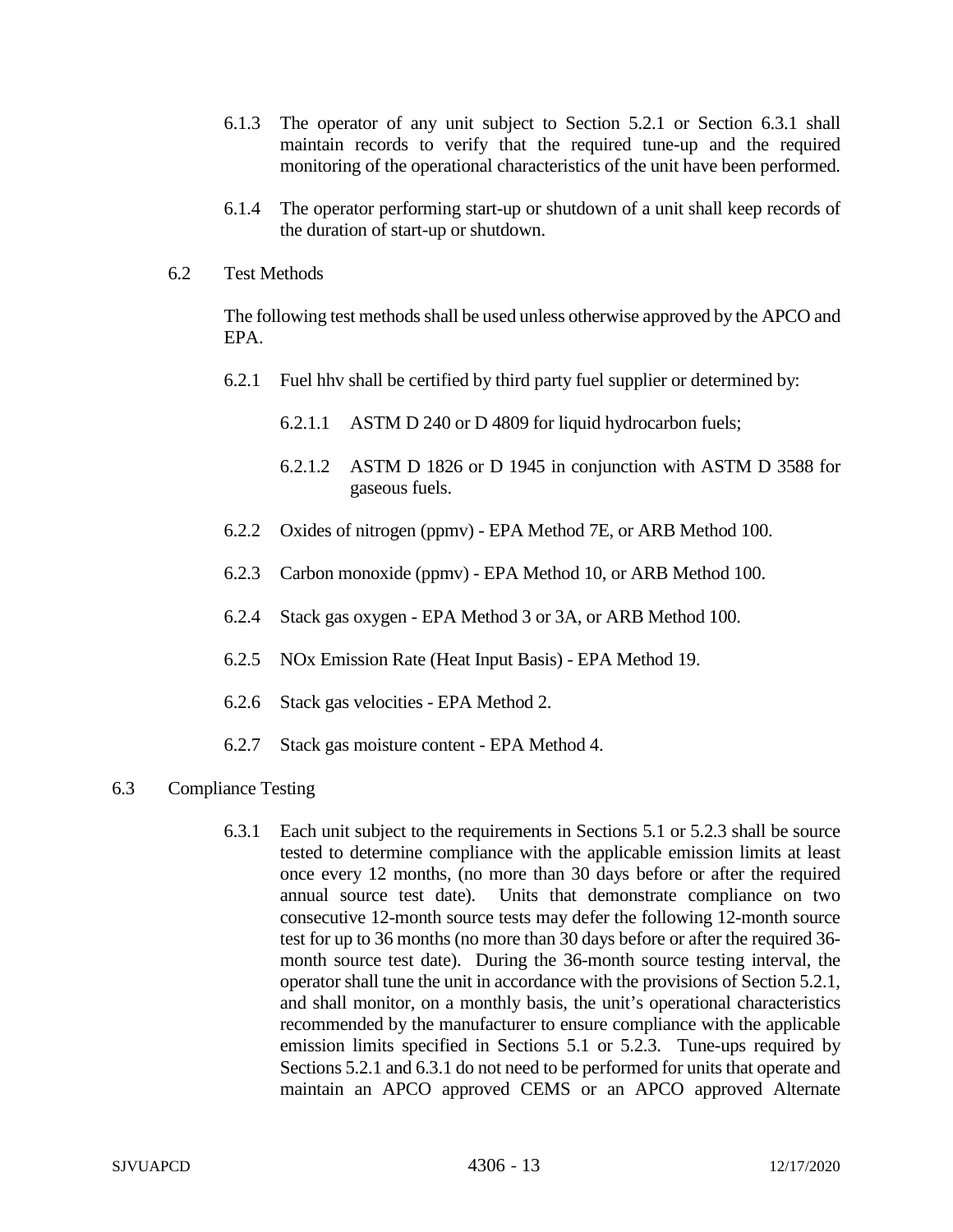6.1.3 The operator of any unit subject to Section 5.2.1 or Section 6.3.1 shall maintain records to verify that the required tune-up and the required monitoring of the operational characteristics of the unit have been performed.

6.1.4 The operator performing start-up or shutdown of a unit shall keep records of the duration of start-up or shutdown.

6.2 Test Methods

The following test methods shall be used unless otherwise approved by the APCO and EPA.

6.2.1 Fuel hhv shall be certified by third party fuel supplier or determined by:

6.2.1.1 ASTM D 240 or D 4809 for liquid hydrocarbon fuels;

6.2.1.2 ASTM D 1826 or D 1945 in conjunction with ASTM D 3588 for gaseous fuels.

6.2.2 Oxides of nitrogen (ppmv) - EPA Method 7E, or ARB Method 100.

6.2.3 Carbon monoxide (ppmv) - EPA Method 10, or ARB Method 100.

6.2.4 Stack gas oxygen - EPA Method 3 or 3A, or ARB Method 100.

6.2.5 NOx Emission Rate (Heat Input Basis) - EPA Method 19.

6.2.6 Stack gas velocities - EPA Method 2.

6.2.7 Stack gas moisture content - EPA Method 4.

6.3 Compliance Testing

6.3.1 Each unit subject to the requirements in Sections 5.1 or 5.2.3 shall be source tested to determine compliance with the applicable emission limits at least once every 12 months, (no more than 30 days before or after the required annual source test date). Units that demonstrate compliance on two consecutive 12-month source tests may defer the following 12-month source test for up to 36 months (no more than 30 days before or after the required 36-month source test date). During the 36-month source testing interval, the operator shall tune the unit in accordance with the provisions of Section 5.2.1, and shall monitor, on a monthly basis, the unit's operational characteristics recommended by the manufacturer to ensure compliance with the applicable emission limits specified in Sections 5.1 or 5.2.3. Tune-ups required by Sections 5.2.1 and 6.3.1 do not need to be performed for units that operate and maintain an APCO approved CEMS or an APCO approved Alternate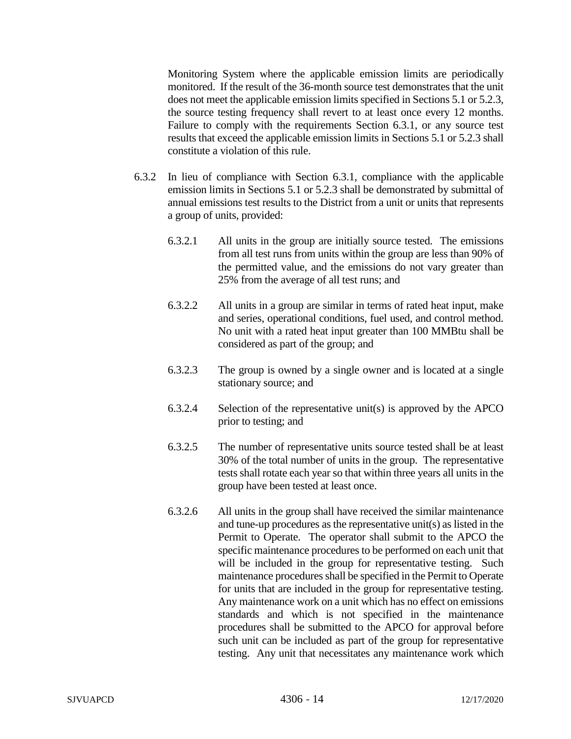Monitoring System where the applicable emission limits are periodically monitored. If the result of the 36-month source test demonstrates that the unit does not meet the applicable emission limits specified in Sections 5.1 or 5.2.3, the source testing frequency shall revert to at least once every 12 months. Failure to comply with the requirements Section 6.3.1, or any source test results that exceed the applicable emission limits in Sections 5.1 or 5.2.3 shall constitute a violation of this rule.

6.3.2 In lieu of compliance with Section 6.3.1, compliance with the applicable emission limits in Sections 5.1 or 5.2.3 shall be demonstrated by submittal of annual emissions test results to the District from a unit or units that represents a group of units, provided:

6.3.2.1 All units in the group are initially source tested. The emissions from all test runs from units within the group are less than 90% of the permitted value, and the emissions do not vary greater than 25% from the average of all test runs; and

6.3.2.2 All units in a group are similar in terms of rated heat input, make and series, operational conditions, fuel used, and control method. No unit with a rated heat input greater than 100 MMBtu shall be considered as part of the group; and

6.3.2.3 The group is owned by a single owner and is located at a single stationary source; and

6.3.2.4 Selection of the representative unit(s) is approved by the APCO prior to testing; and

6.3.2.5 The number of representative units source tested shall be at least 30% of the total number of units in the group. The representative tests shall rotate each year so that within three years all units in the group have been tested at least once.

6.3.2.6 All units in the group shall have received the similar maintenance and tune-up procedures as the representative unit(s) as listed in the Permit to Operate. The operator shall submit to the APCO the specific maintenance procedures to be performed on each unit that will be included in the group for representative testing. Such maintenance procedures shall be specified in the Permit to Operate for units that are included in the group for representative testing. Any maintenance work on a unit which has no effect on emissions standards and which is not specified in the maintenance procedures shall be submitted to the APCO for approval before such unit can be included as part of the group for representative testing. Any unit that necessitates any maintenance work which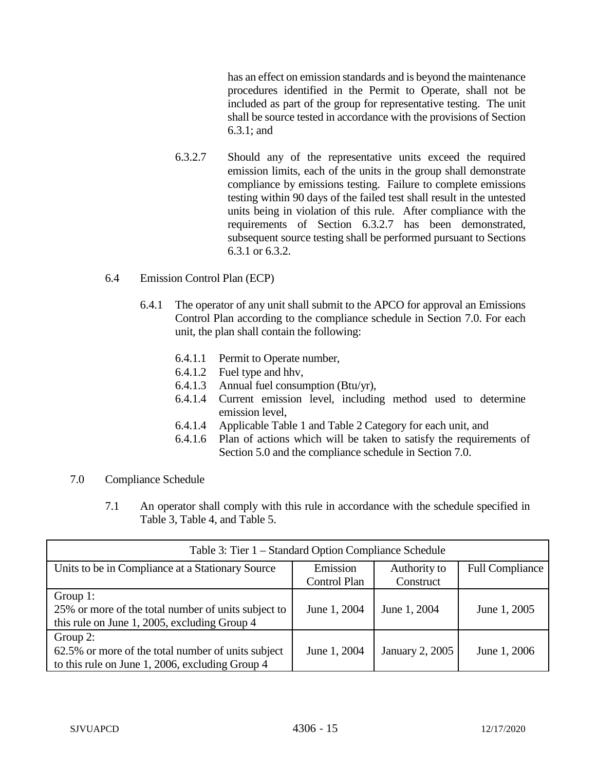has an effect on emission standards and is beyond the maintenance procedures identified in the Permit to Operate, shall not be included as part of the group for representative testing. The unit shall be source tested in accordance with the provisions of Section 6.3.1; and

6.3.2.7 Should any of the representative units exceed the required emission limits, each of the units in the group shall demonstrate compliance by emissions testing. Failure to complete emissions testing within 90 days of the failed test shall result in the untested units being in violation of this rule. After compliance with the requirements of Section 6.3.2.7 has been demonstrated, subsequent source testing shall be performed pursuant to Sections 6.3.1 or 6.3.2.

6.4 Emission Control Plan (ECP)

6.4.1 The operator of any unit shall submit to the APCO for approval an Emissions Control Plan according to the compliance schedule in Section 7.0. For each unit, the plan shall contain the following:

6.4.1.1 Permit to Operate number,
6.4.1.2 Fuel type and hhv,
6.4.1.3 Annual fuel consumption (Btu/yr),
6.4.1.4 Current emission level, including method used to determine emission level,
6.4.1.4 Applicable Table 1 and Table 2 Category for each unit, and
6.4.1.6 Plan of actions which will be taken to satisfy the requirements of Section 5.0 and the compliance schedule in Section 7.0.

## 7.0 Compliance Schedule

7.1 An operator shall comply with this rule in accordance with the schedule specified in Table 3, Table 4, and Table 5.

| Table 3: Tier 1 – Standard Option Compliance Schedule | | | |
|---|---|---|---|
| Units to be in Compliance at a Stationary Source | Emission Control Plan | Authority to Construct | Full Compliance |
| Group 1: 25% or more of the total number of units subject to this rule on June 1, 2005, excluding Group 4 | June 1, 2004 | June 1, 2004 | June 1, 2005 |
| Group 2: 62.5% or more of the total number of units subject to this rule on June 1, 2006, excluding Group 4 | June 1, 2004 | January 2, 2005 | June 1, 2006 |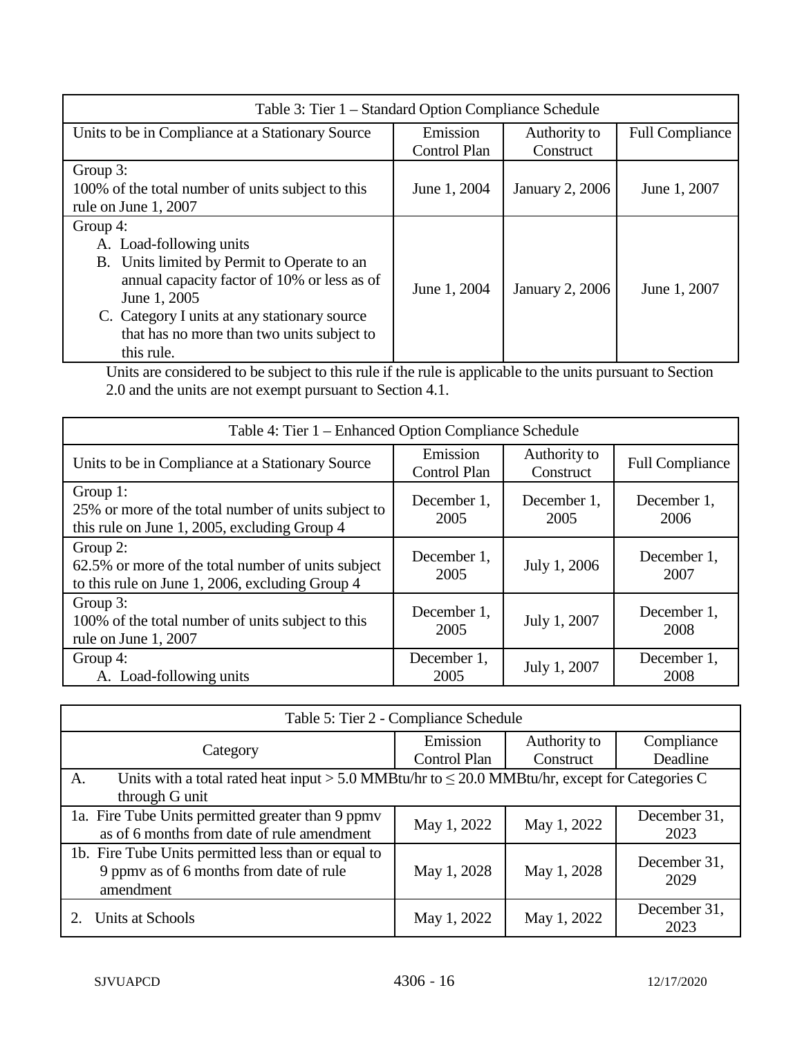| Table 3: Tier 1 – Standard Option Compliance Schedule | | | |
|---|---|---|---|
| Units to be in Compliance at a Stationary Source | Emission Control Plan | Authority to Construct | Full Compliance |
| Group 3:<br>100% of the total number of units subject to this rule on June 1, 2007 | June 1, 2004 | January 2, 2006 | June 1, 2007 |
| Group 4:<br>A. Load-following units<br>B. Units limited by Permit to Operate to an annual capacity factor of 10% or less as of June 1, 2005<br>C. Category I units at any stationary source that has no more than two units subject to this rule. | June 1, 2004 | January 2, 2006 | June 1, 2007 |

Units are considered to be subject to this rule if the rule is applicable to the units pursuant to Section 2.0 and the units are not exempt pursuant to Section 4.1.

| Table 4: Tier 1 – Enhanced Option Compliance Schedule | | | |
|---|---|---|---|
| Units to be in Compliance at a Stationary Source | Emission Control Plan | Authority to Construct | Full Compliance |
| Group 1:<br>25% or more of the total number of units subject to this rule on June 1, 2005, excluding Group 4 | December 1, 2005 | December 1, 2005 | December 1, 2006 |
| Group 2:<br>62.5% or more of the total number of units subject to this rule on June 1, 2006, excluding Group 4 | December 1, 2005 | July 1, 2006 | December 1, 2007 |
| Group 3:<br>100% of the total number of units subject to this rule on June 1, 2007 | December 1, 2005 | July 1, 2007 | December 1, 2008 |
| Group 4:<br>A. Load-following units | December 1, 2005 | July 1, 2007 | December 1, 2008 |

| Table 5: Tier 2 - Compliance Schedule | | | |
|---|---|---|---|
| Category | Emission Control Plan | Authority to Construct | Compliance Deadline |
| A. Units with a total rated heat input > 5.0 MMBtu/hr to ≤ 20.0 MMBtu/hr, except for Categories C through G unit | | | |
| 1a. Fire Tube Units permitted greater than 9 ppmv as of 6 months from date of rule amendment | May 1, 2022 | May 1, 2022 | December 31, 2023 |
| 1b. Fire Tube Units permitted less than or equal to 9 ppmv as of 6 months from date of rule amendment | May 1, 2028 | May 1, 2028 | December 31, 2029 |
| 2. Units at Schools | May 1, 2022 | May 1, 2022 | December 31, 2023 |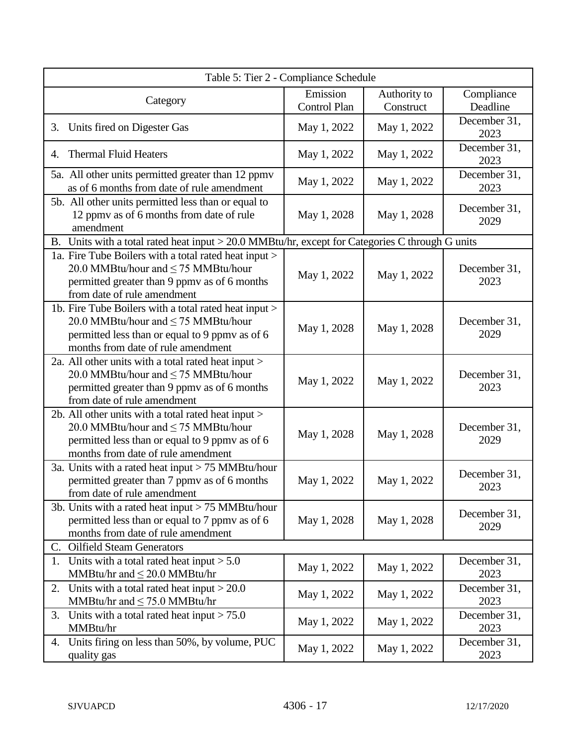| Table 5: Tier 2 - Compliance Schedule | | | |
|---|---|---|---|
| Category | Emission Control Plan | Authority to Construct | Compliance Deadline |
| 3. Units fired on Digester Gas | May 1, 2022 | May 1, 2022 | December 31, 2023 |
| 4. Thermal Fluid Heaters | May 1, 2022 | May 1, 2022 | December 31, 2023 |
| 5a. All other units permitted greater than 12 ppmv as of 6 months from date of rule amendment | May 1, 2022 | May 1, 2022 | December 31, 2023 |
| 5b. All other units permitted less than or equal to 12 ppmv as of 6 months from date of rule amendment | May 1, 2028 | May 1, 2028 | December 31, 2029 |
| B. Units with a total rated heat input > 20.0 MMBtu/hr, except for Categories C through G units | | | |
| 1a. Fire Tube Boilers with a total rated heat input > 20.0 MMBtu/hour and ≤ 75 MMBtu/hour permitted greater than 9 ppmv as of 6 months from date of rule amendment | May 1, 2022 | May 1, 2022 | December 31, 2023 |
| 1b. Fire Tube Boilers with a total rated heat input > 20.0 MMBtu/hour and ≤ 75 MMBtu/hour permitted less than or equal to 9 ppmv as of 6 months from date of rule amendment | May 1, 2028 | May 1, 2028 | December 31, 2029 |
| 2a. All other units with a total rated heat input > 20.0 MMBtu/hour and ≤ 75 MMBtu/hour permitted greater than 9 ppmv as of 6 months from date of rule amendment | May 1, 2022 | May 1, 2022 | December 31, 2023 |
| 2b. All other units with a total rated heat input > 20.0 MMBtu/hour and ≤ 75 MMBtu/hour permitted less than or equal to 9 ppmv as of 6 months from date of rule amendment | May 1, 2028 | May 1, 2028 | December 31, 2029 |
| 3a. Units with a rated heat input > 75 MMBtu/hour permitted greater than 7 ppmv as of 6 months from date of rule amendment | May 1, 2022 | May 1, 2022 | December 31, 2023 |
| 3b. Units with a rated heat input > 75 MMBtu/hour permitted less than or equal to 7 ppmv as of 6 months from date of rule amendment | May 1, 2028 | May 1, 2028 | December 31, 2029 |
| C. Oilfield Steam Generators | | | |
| 1. Units with a total rated heat input > 5.0 MMBtu/hr and ≤ 20.0 MMBtu/hr | May 1, 2022 | May 1, 2022 | December 31, 2023 |
| 2. Units with a total rated heat input > 20.0 MMBtu/hr and ≤ 75.0 MMBtu/hr | May 1, 2022 | May 1, 2022 | December 31, 2023 |
| 3. Units with a total rated heat input > 75.0 MMBtu/hr | May 1, 2022 | May 1, 2022 | December 31, 2023 |
| 4. Units firing on less than 50%, by volume, PUC quality gas | May 1, 2022 | May 1, 2022 | December 31, 2023 |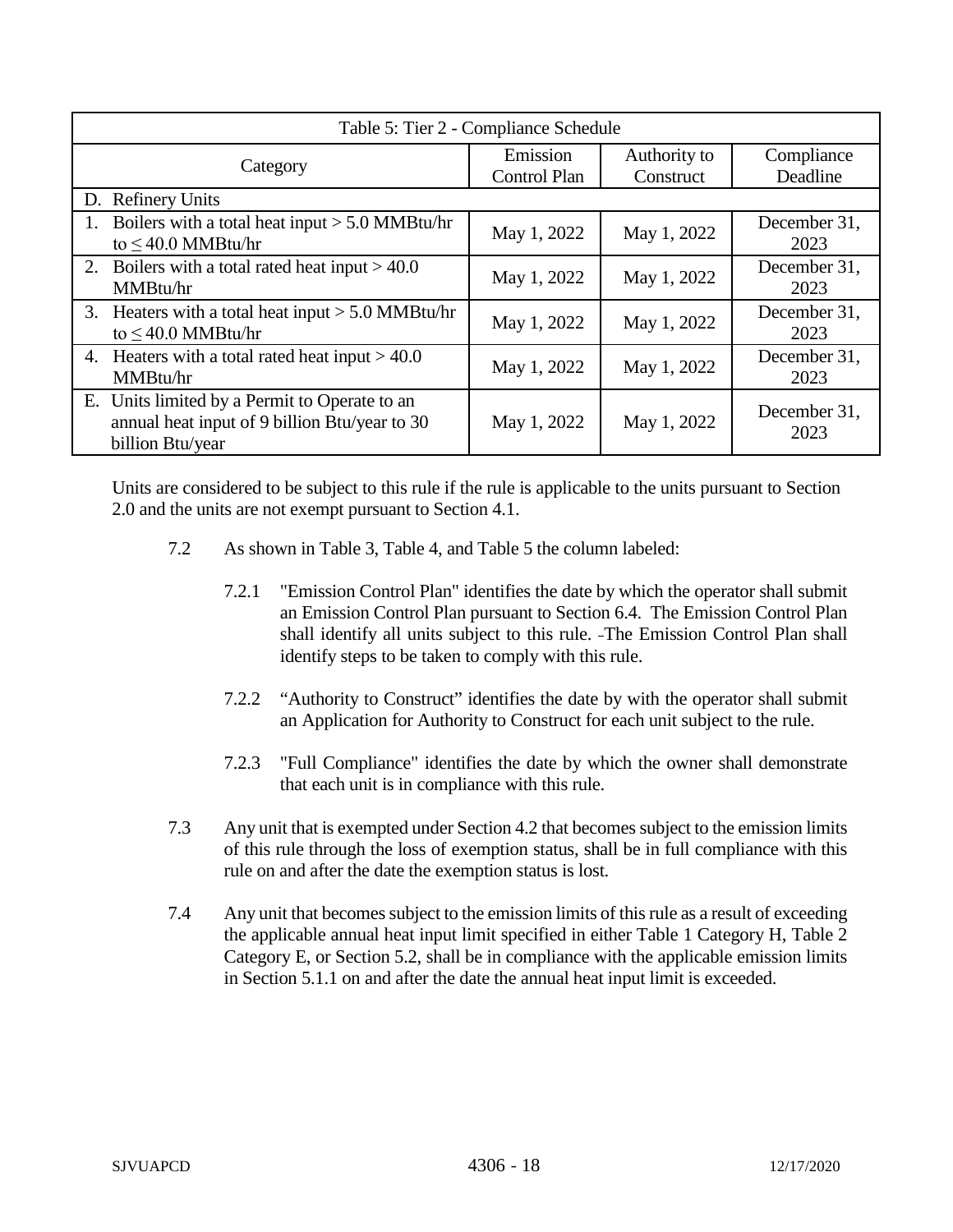| Table 5: Tier 2 - Compliance Schedule | | | |
|---|---|---|---|
| Category | Emission Control Plan | Authority to Construct | Compliance Deadline |
| D. Refinery Units | | | |
| 1. Boilers with a total heat input > 5.0 MMBtu/hr to ≤ 40.0 MMBtu/hr | May 1, 2022 | May 1, 2022 | December 31, 2023 |
| 2. Boilers with a total rated heat input > 40.0 MMBtu/hr | May 1, 2022 | May 1, 2022 | December 31, 2023 |
| 3. Heaters with a total heat input > 5.0 MMBtu/hr to ≤ 40.0 MMBtu/hr | May 1, 2022 | May 1, 2022 | December 31, 2023 |
| 4. Heaters with a total rated heat input > 40.0 MMBtu/hr | May 1, 2022 | May 1, 2022 | December 31, 2023 |
| E. Units limited by a Permit to Operate to an annual heat input of 9 billion Btu/year to 30 billion Btu/year | May 1, 2022 | May 1, 2022 | December 31, 2023 |

Units are considered to be subject to this rule if the rule is applicable to the units pursuant to Section 2.0 and the units are not exempt pursuant to Section 4.1.

7.2 As shown in Table 3, Table 4, and Table 5 the column labeled:

7.2.1 "Emission Control Plan" identifies the date by which the operator shall submit an Emission Control Plan pursuant to Section 6.4. The Emission Control Plan shall identify all units subject to this rule. -The Emission Control Plan shall identify steps to be taken to comply with this rule.

7.2.2 "Authority to Construct" identifies the date by with the operator shall submit an Application for Authority to Construct for each unit subject to the rule.

7.2.3 "Full Compliance" identifies the date by which the owner shall demonstrate that each unit is in compliance with this rule.

7.3 Any unit that is exempted under Section 4.2 that becomes subject to the emission limits of this rule through the loss of exemption status, shall be in full compliance with this rule on and after the date the exemption status is lost.

7.4 Any unit that becomes subject to the emission limits of this rule as a result of exceeding the applicable annual heat input limit specified in either Table 1 Category H, Table 2 Category E, or Section 5.2, shall be in compliance with the applicable emission limits in Section 5.1.1 on and after the date the annual heat input limit is exceeded.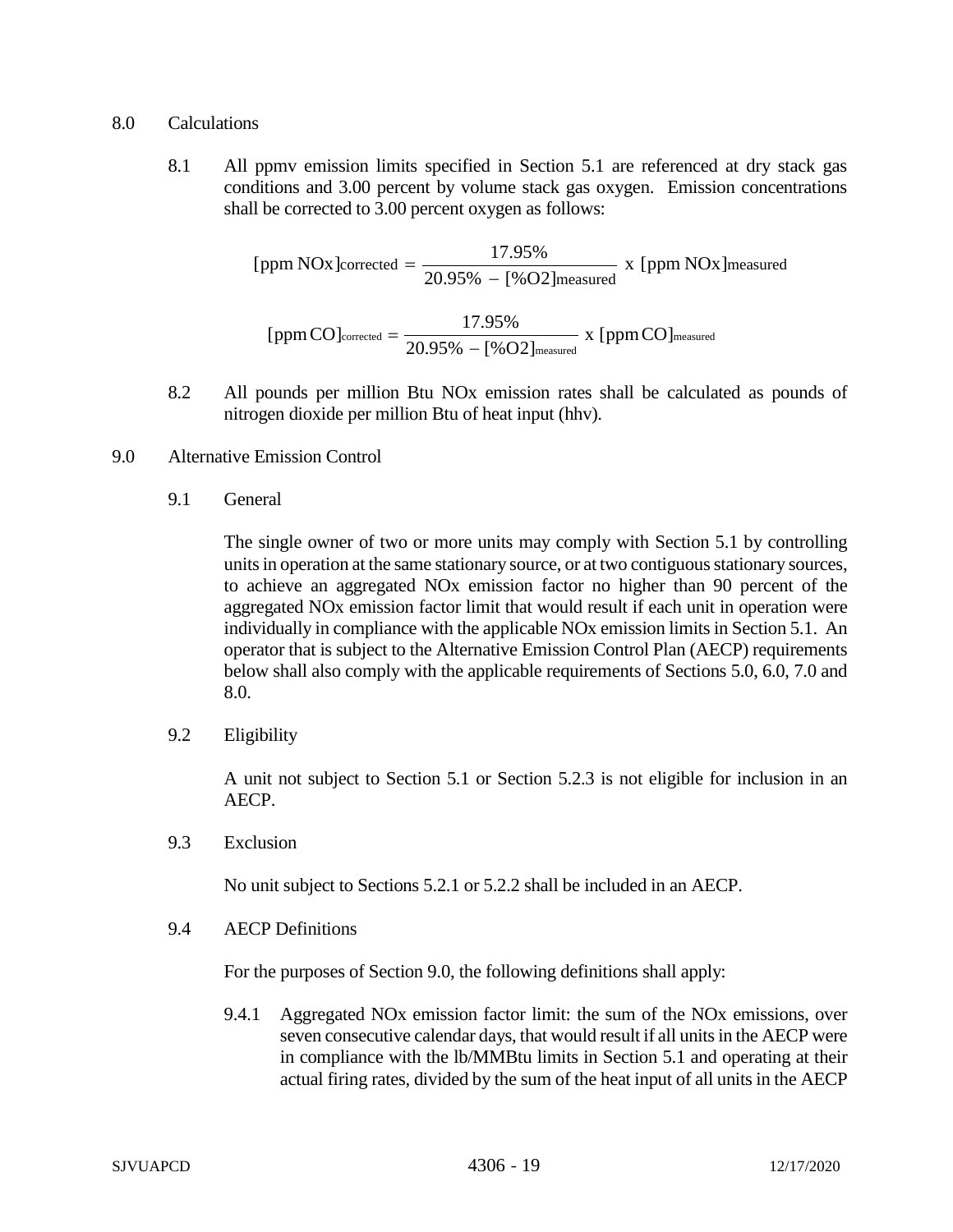8.0 Calculations

8.1 All ppmv emission limits specified in Section 5.1 are referenced at dry stack gas conditions and 3.00 percent by volume stack gas oxygen. Emission concentrations shall be corrected to 3.00 percent oxygen as follows:

$$[\text{ppm NOx}]_{\text{corrected}} = \frac{17.95\%}{20.95\% - [\%\text{O2}]_{\text{measured}}} \text{ x } [\text{ppm NOx}]_{\text{measured}}$$

$$[\text{ppm CO}]_{\text{corrected}} = \frac{17.95\%}{20.95\% - [\%\text{O2}]_{\text{measured}}} \text{ x } [\text{ppm CO}]_{\text{measured}}$$

8.2 All pounds per million Btu NOx emission rates shall be calculated as pounds of nitrogen dioxide per million Btu of heat input (hhv).

9.0 Alternative Emission Control

9.1 General

The single owner of two or more units may comply with Section 5.1 by controlling units in operation at the same stationary source, or at two contiguous stationary sources, to achieve an aggregated NOx emission factor no higher than 90 percent of the aggregated NOx emission factor limit that would result if each unit in operation were individually in compliance with the applicable NOx emission limits in Section 5.1. An operator that is subject to the Alternative Emission Control Plan (AECP) requirements below shall also comply with the applicable requirements of Sections 5.0, 6.0, 7.0 and 8.0.

9.2 Eligibility

A unit not subject to Section 5.1 or Section 5.2.3 is not eligible for inclusion in an AECP.

9.3 Exclusion

No unit subject to Sections 5.2.1 or 5.2.2 shall be included in an AECP.

9.4 AECP Definitions

For the purposes of Section 9.0, the following definitions shall apply:

9.4.1 Aggregated NOx emission factor limit: the sum of the NOx emissions, over seven consecutive calendar days, that would result if all units in the AECP were in compliance with the lb/MMBtu limits in Section 5.1 and operating at their actual firing rates, divided by the sum of the heat input of all units in the AECP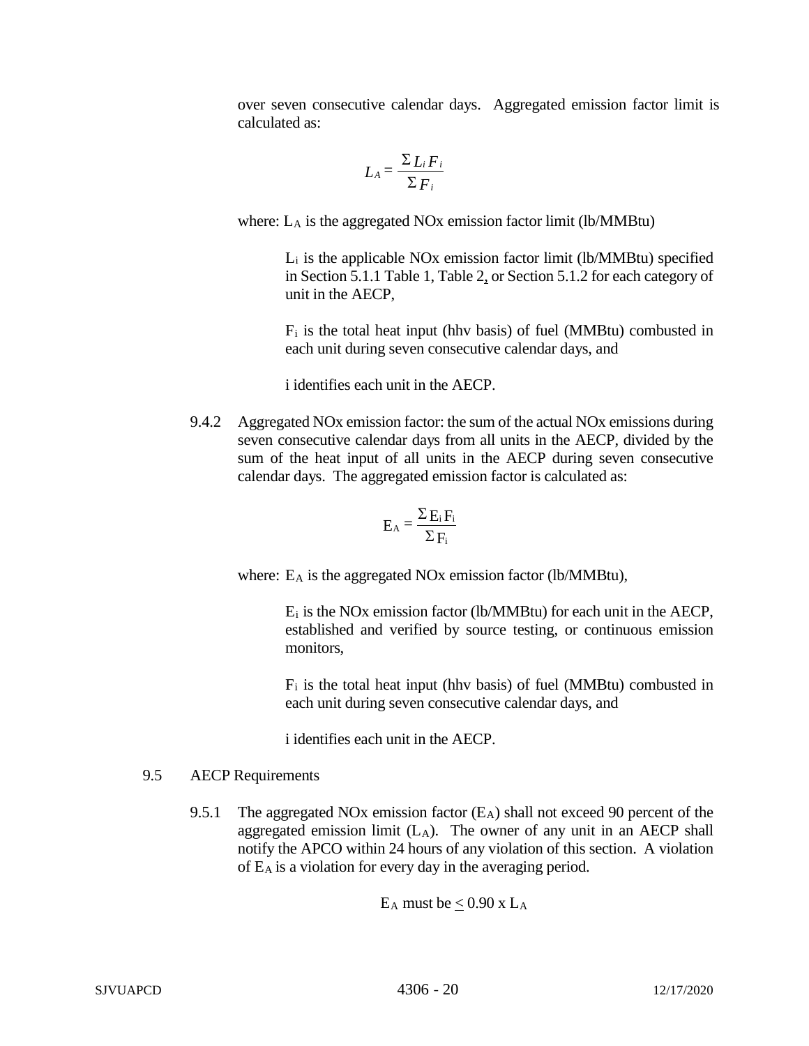over seven consecutive calendar days. Aggregated emission factor limit is calculated as:

$$L_A = \frac{\Sigma L_i F_i}{\Sigma F_i}$$

where: $L_A$ is the aggregated NOx emission factor limit (lb/MMBtu)

$L_i$ is the applicable NOx emission factor limit (lb/MMBtu) specified in Section 5.1.1 Table 1, Table 2, or Section 5.1.2 for each category of unit in the AECP,

$F_i$ is the total heat input (hhv basis) of fuel (MMBtu) combusted in each unit during seven consecutive calendar days, and

i identifies each unit in the AECP.

9.4.2 Aggregated NOx emission factor: the sum of the actual NOx emissions during seven consecutive calendar days from all units in the AECP, divided by the sum of the heat input of all units in the AECP during seven consecutive calendar days. The aggregated emission factor is calculated as:

$$E_A = \frac{\Sigma E_i F_i}{\Sigma F_i}$$

where: $E_A$ is the aggregated NOx emission factor (lb/MMBtu),

$E_i$ is the NOx emission factor (lb/MMBtu) for each unit in the AECP, established and verified by source testing, or continuous emission monitors,

$F_i$ is the total heat input (hhv basis) of fuel (MMBtu) combusted in each unit during seven consecutive calendar days, and

i identifies each unit in the AECP.

9.5 AECP Requirements

9.5.1 The aggregated NOx emission factor ($E_A$) shall not exceed 90 percent of the aggregated emission limit ($L_A$). The owner of any unit in an AECP shall notify the APCO within 24 hours of any violation of this section. A violation of $E_A$ is a violation for every day in the averaging period.

$$E_A \text{ must be } \leq 0.90 \times L_A$$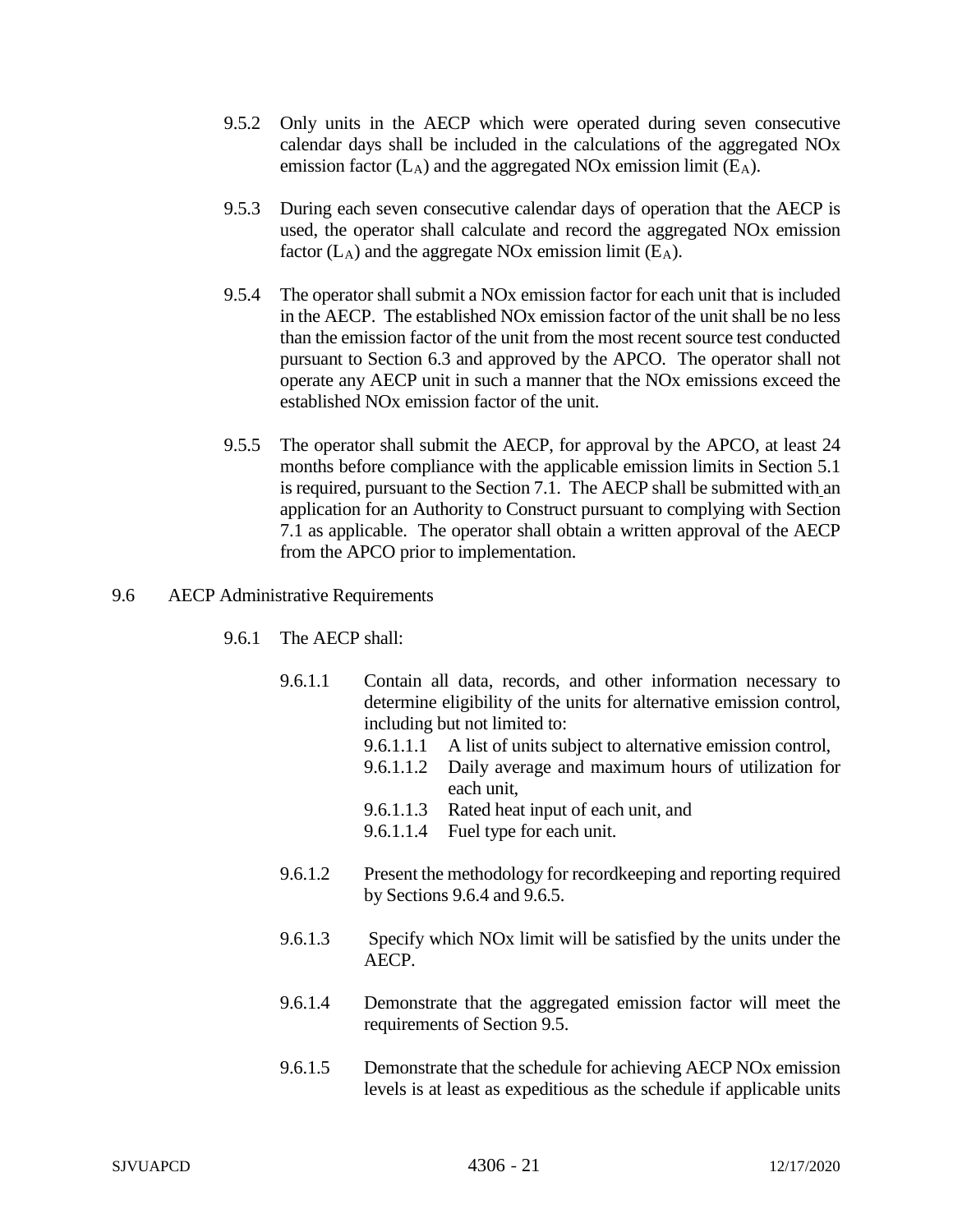9.5.2 Only units in the AECP which were operated during seven consecutive calendar days shall be included in the calculations of the aggregated NOx emission factor ($L_A$) and the aggregated NOx emission limit ($E_A$).

9.5.3 During each seven consecutive calendar days of operation that the AECP is used, the operator shall calculate and record the aggregated NOx emission factor ($L_A$) and the aggregate NOx emission limit ($E_A$).

9.5.4 The operator shall submit a NOx emission factor for each unit that is included in the AECP. The established NOx emission factor of the unit shall be no less than the emission factor of the unit from the most recent source test conducted pursuant to Section 6.3 and approved by the APCO. The operator shall not operate any AECP unit in such a manner that the NOx emissions exceed the established NOx emission factor of the unit.

9.5.5 The operator shall submit the AECP, for approval by the APCO, at least 24 months before compliance with the applicable emission limits in Section 5.1 is required, pursuant to the Section 7.1. The AECP shall be submitted with an application for an Authority to Construct pursuant to complying with Section 7.1 as applicable. The operator shall obtain a written approval of the AECP from the APCO prior to implementation.

9.6 AECP Administrative Requirements

9.6.1 The AECP shall:

9.6.1.1 Contain all data, records, and other information necessary to determine eligibility of the units for alternative emission control, including but not limited to:

9.6.1.1.1 A list of units subject to alternative emission control,

9.6.1.1.2 Daily average and maximum hours of utilization for each unit,

9.6.1.1.3 Rated heat input of each unit, and

9.6.1.1.4 Fuel type for each unit.

9.6.1.2 Present the methodology for recordkeeping and reporting required by Sections 9.6.4 and 9.6.5.

9.6.1.3 Specify which NOx limit will be satisfied by the units under the AECP.

9.6.1.4 Demonstrate that the aggregated emission factor will meet the requirements of Section 9.5.

9.6.1.5 Demonstrate that the schedule for achieving AECP NOx emission levels is at least as expeditious as the schedule if applicable units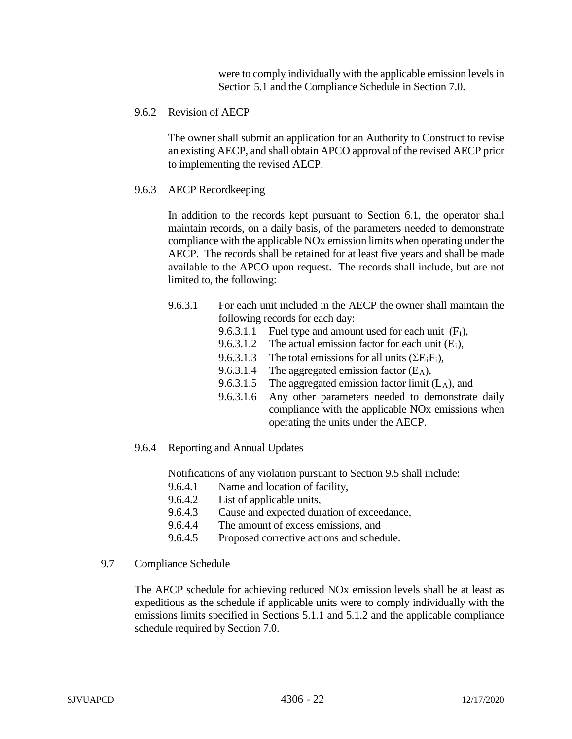were to comply individually with the applicable emission levels in Section 5.1 and the Compliance Schedule in Section 7.0.

9.6.2 Revision of AECP

The owner shall submit an application for an Authority to Construct to revise an existing AECP, and shall obtain APCO approval of the revised AECP prior to implementing the revised AECP.

9.6.3 AECP Recordkeeping

In addition to the records kept pursuant to Section 6.1, the operator shall maintain records, on a daily basis, of the parameters needed to demonstrate compliance with the applicable NOx emission limits when operating under the AECP. The records shall be retained for at least five years and shall be made available to the APCO upon request. The records shall include, but are not limited to, the following:

9.6.3.1 For each unit included in the AECP the owner shall maintain the following records for each day:

9.6.3.1.1 Fuel type and amount used for each unit ($F_i$),

9.6.3.1.2 The actual emission factor for each unit ($E_i$),

9.6.3.1.3 The total emissions for all units ($\Sigma E_i F_i$),

9.6.3.1.4 The aggregated emission factor ($E_A$),

9.6.3.1.5 The aggregated emission factor limit ($L_A$), and

9.6.3.1.6 Any other parameters needed to demonstrate daily compliance with the applicable NOx emissions when operating the units under the AECP.

9.6.4 Reporting and Annual Updates

Notifications of any violation pursuant to Section 9.5 shall include:

9.6.4.1 Name and location of facility,

9.6.4.2 List of applicable units,

9.6.4.3 Cause and expected duration of exceedance,

9.6.4.4 The amount of excess emissions, and

9.6.4.5 Proposed corrective actions and schedule.

9.7 Compliance Schedule

The AECP schedule for achieving reduced NOx emission levels shall be at least as expeditious as the schedule if applicable units were to comply individually with the emissions limits specified in Sections 5.1.1 and 5.1.2 and the applicable compliance schedule required by Section 7.0.